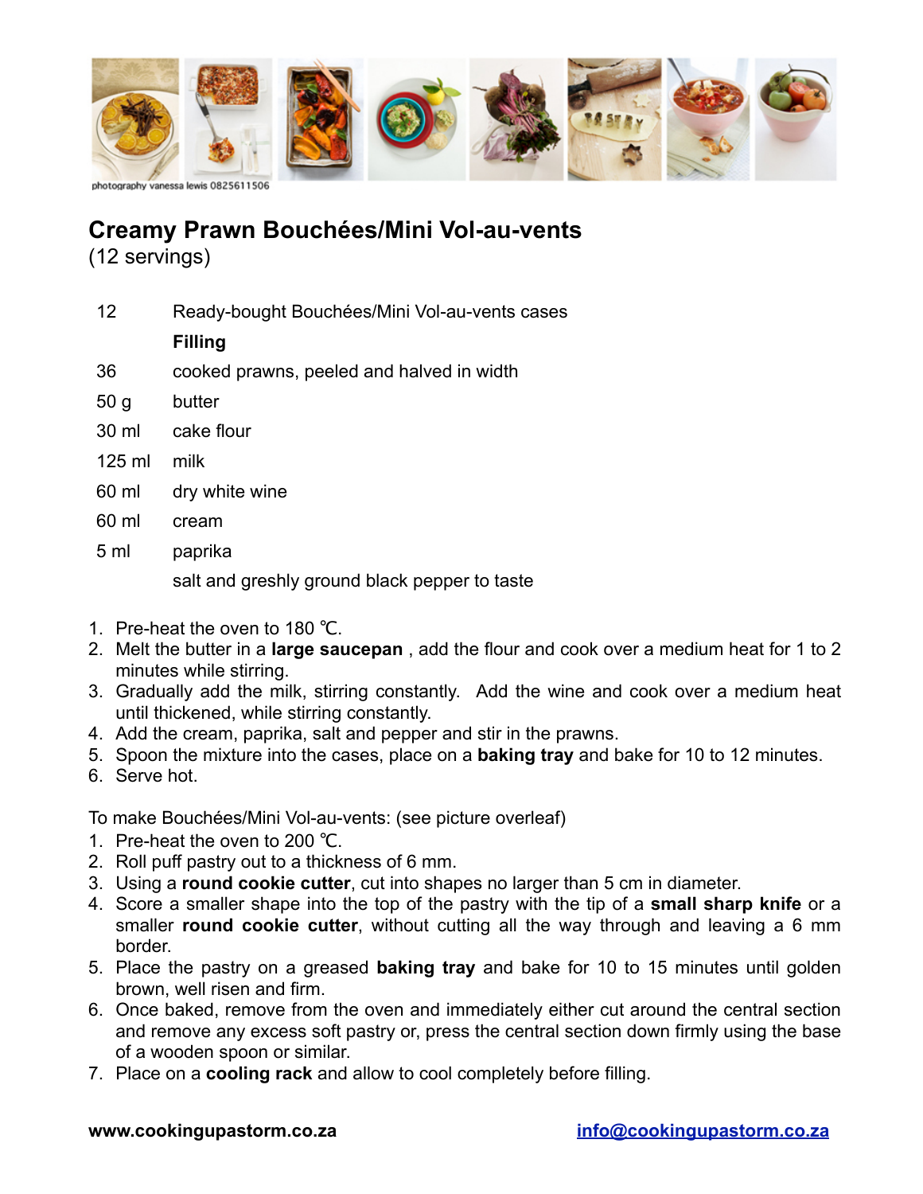photography vanessa lewis 0825611506

# Creamy Prawn Bouchées/Mini Vol-au-vents

(12 servings)

| | |
|---|---|
| 12 | Ready-bought Bouchées/Mini Vol-au-vents cases |
| | **Filling** |
| 36 | cooked prawns, peeled and halved in width |
| 50 g | butter |
| 30 ml | cake flour |
| 125 ml | milk |
| 60 ml | dry white wine |
| 60 ml | cream |
| 5 ml | paprika |
| | salt and greshly ground black pepper to taste |

1. Pre-heat the oven to 180 ℃.
2. Melt the butter in a **large saucepan** , add the flour and cook over a medium heat for 1 to 2 minutes while stirring.
3. Gradually add the milk, stirring constantly. Add the wine and cook over a medium heat until thickened, while stirring constantly.
4. Add the cream, paprika, salt and pepper and stir in the prawns.
5. Spoon the mixture into the cases, place on a **baking tray** and bake for 10 to 12 minutes.
6. Serve hot.

To make Bouchées/Mini Vol-au-vents: (see picture overleaf)

1. Pre-heat the oven to 200 ℃.
2. Roll puff pastry out to a thickness of 6 mm.
3. Using a **round cookie cutter**, cut into shapes no larger than 5 cm in diameter.
4. Score a smaller shape into the top of the pastry with the tip of a **small sharp knife** or a smaller **round cookie cutter**, without cutting all the way through and leaving a 6 mm border.
5. Place the pastry on a greased **baking tray** and bake for 10 to 15 minutes until golden brown, well risen and firm.
6. Once baked, remove from the oven and immediately either cut around the central section and remove any excess soft pastry or, press the central section down firmly using the base of a wooden spoon or similar.
7. Place on a **cooling rack** and allow to cool completely before filling.

**www.cookingupastorm.co.za** info@cookingupastorm.co.za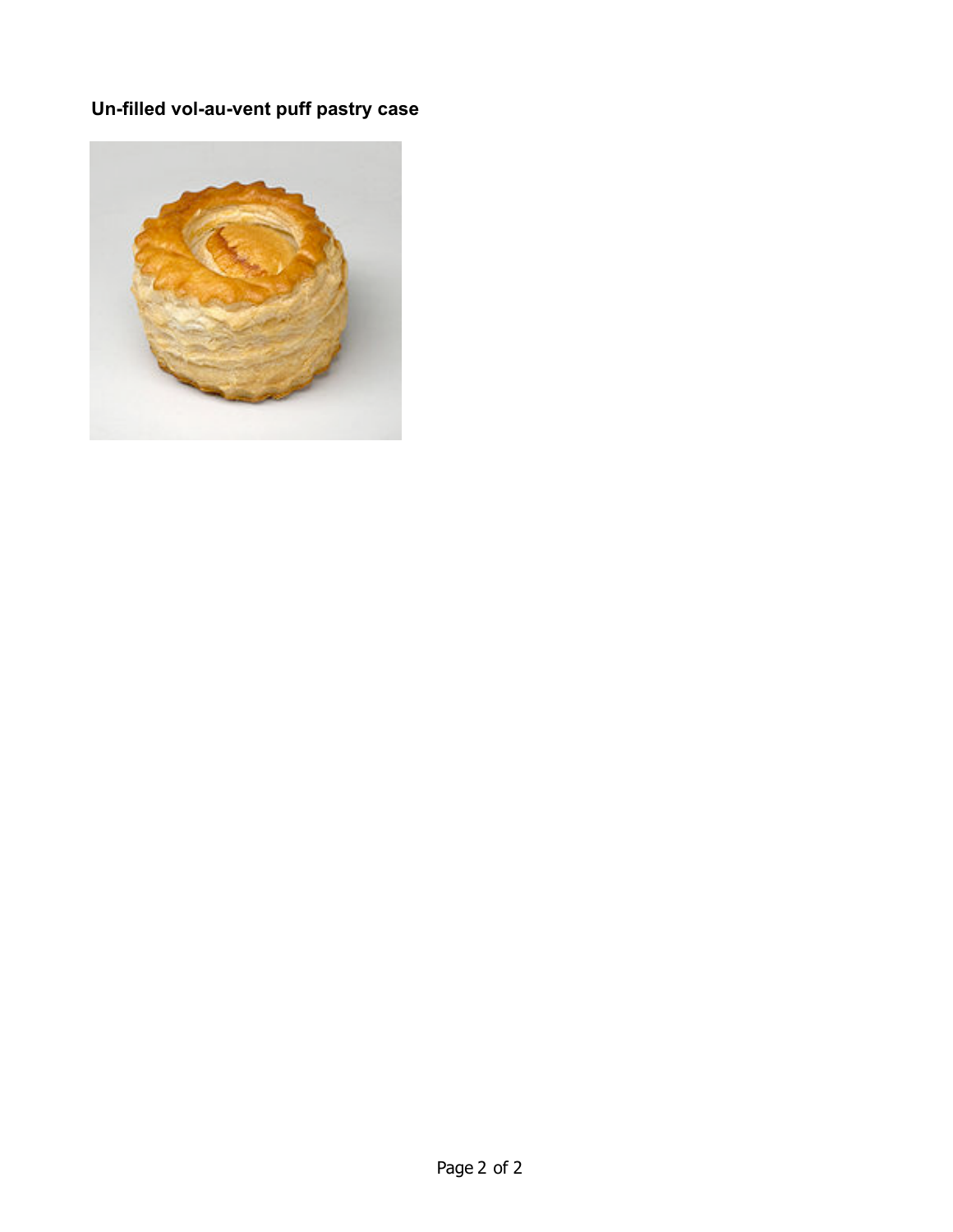**Un-filled vol-au-vent puff pastry case**